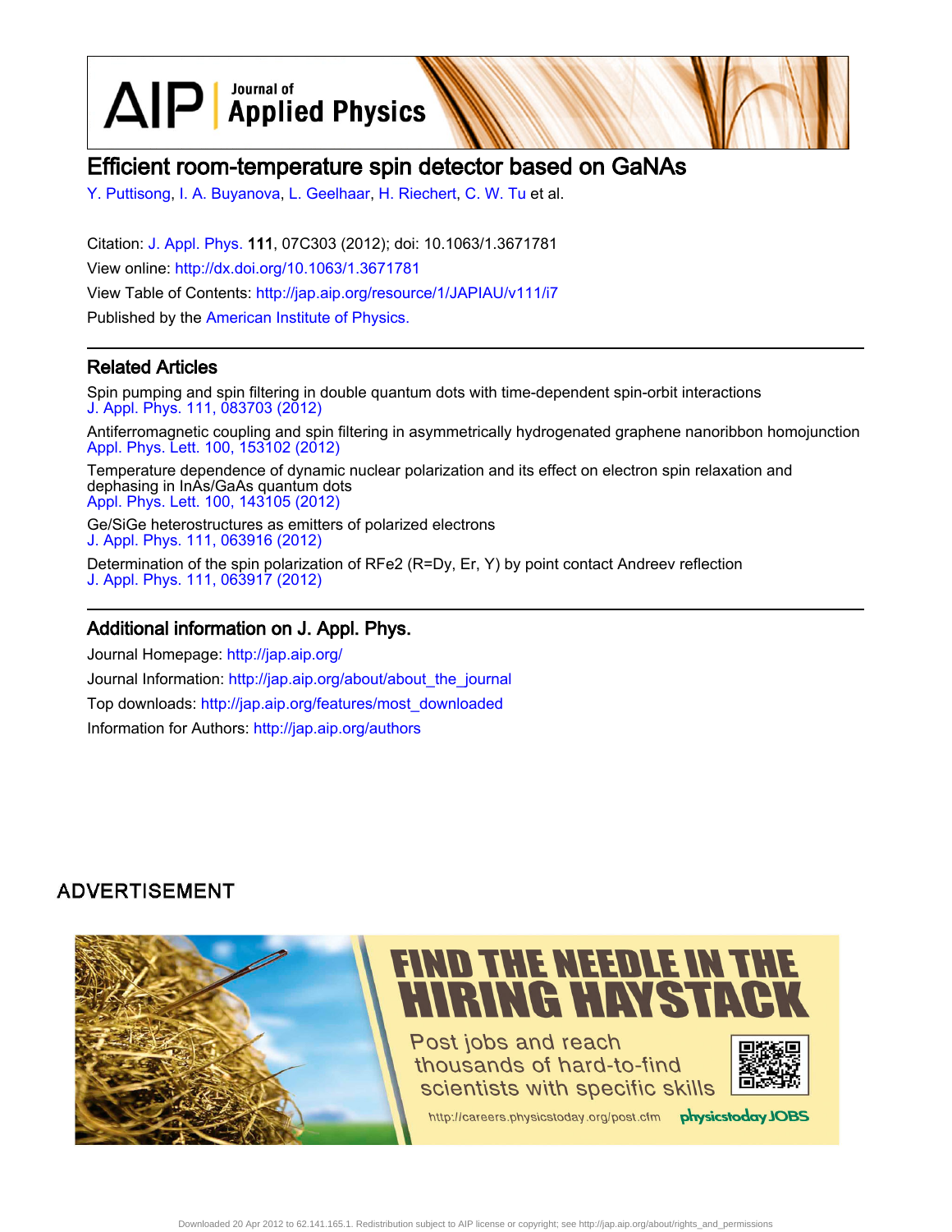# Efficient room-temperature spin detector based on GaNAs

Y. Puttisong, I. A. Buyanova, L. Geelhaar, H. Riechert, C. W. Tu et al.

Citation: J. Appl. Phys. **111**, 07C303 (2012); doi: 10.1063/1.3671781

View online: http://dx.doi.org/10.1063/1.3671781

View Table of Contents: http://jap.aip.org/resource/1/JAPIAU/v111/i7

Published by the American Institute of Physics.

## Related Articles

Spin pumping and spin filtering in double quantum dots with time-dependent spin-orbit interactions
J. Appl. Phys. 111, 083703 (2012)

Antiferromagnetic coupling and spin filtering in asymmetrically hydrogenated graphene nanoribbon homojunction
Appl. Phys. Lett. 100, 153102 (2012)

Temperature dependence of dynamic nuclear polarization and its effect on electron spin relaxation and dephasing in InAs/GaAs quantum dots
Appl. Phys. Lett. 100, 143105 (2012)

Ge/SiGe heterostructures as emitters of polarized electrons
J. Appl. Phys. 111, 063916 (2012)

Determination of the spin polarization of RFe2 (R=Dy, Er, Y) by point contact Andreev reflection
J. Appl. Phys. 111, 063917 (2012)

## Additional information on J. Appl. Phys.

Journal Homepage: http://jap.aip.org/

Journal Information: http://jap.aip.org/about/about_the_journal

Top downloads: http://jap.aip.org/features/most_downloaded

Information for Authors: http://jap.aip.org/authors

ADVERTISEMENT

FIND THE NEEDLE IN THE HIRING HAYSTACK

Post jobs and reach thousands of hard-to-find scientists with specific skills

http://careers.physicstoday.org/post.cfm physicstoday JOBS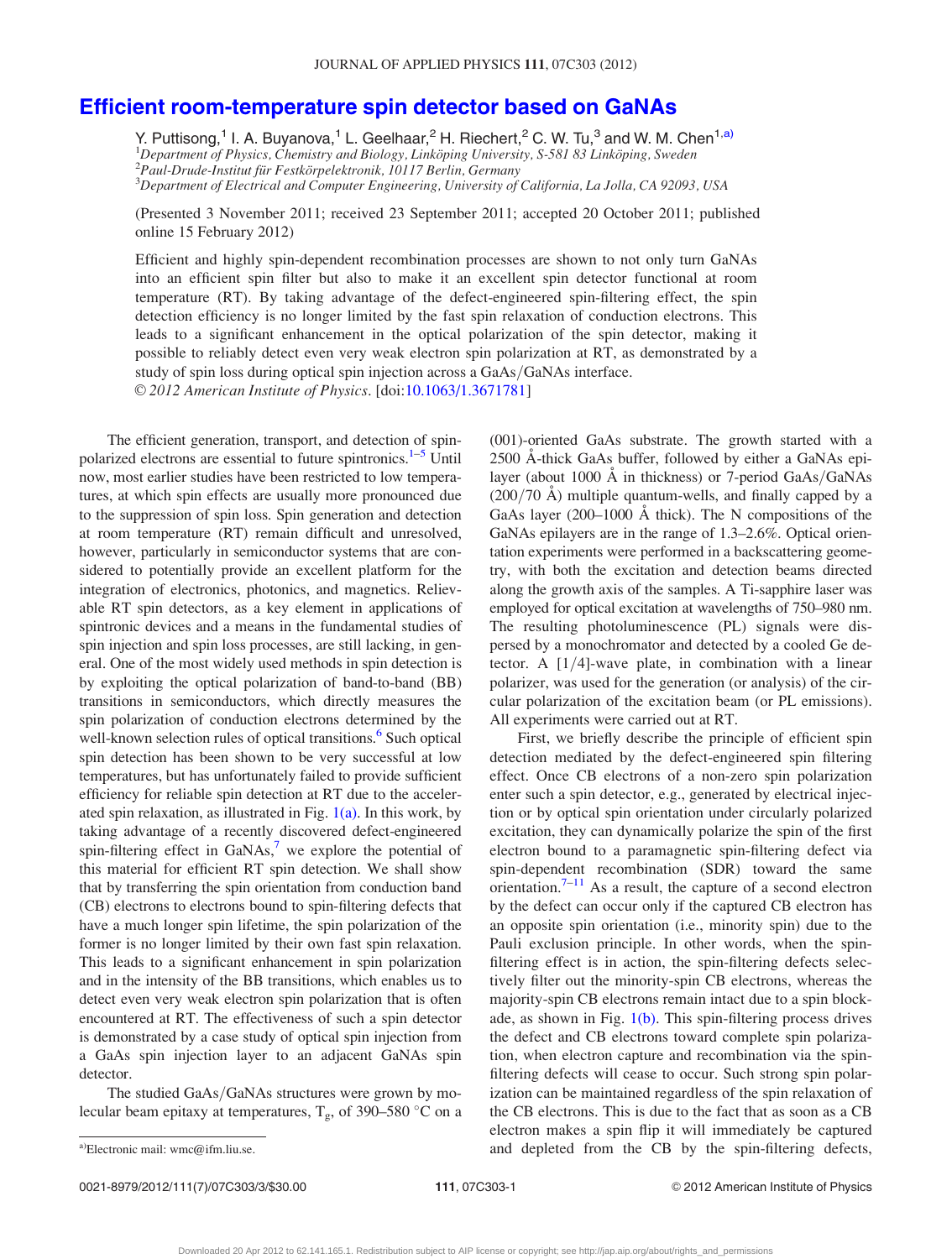# Efficient room-temperature spin detector based on GaNAs

Y. Puttisong,[1] I. A. Buyanova,[1] L. Geelhaar,[2] H. Riechert,[2] C. W. Tu,[3] and W. M. Chen[1,a)]

[1]*Department of Physics, Chemistry and Biology, Linköping University, S-581 83 Linköping, Sweden*
[2]*Paul-Drude-Institut für Festkörperelektronik, 10117 Berlin, Germany*
[3]*Department of Electrical and Computer Engineering, University of California, La Jolla, CA 92093, USA*

(Presented 3 November 2011; received 23 September 2011; accepted 20 October 2011; published online 15 February 2012)

Efficient and highly spin-dependent recombination processes are shown to not only turn GaNAs into an efficient spin filter but also to make it an excellent spin detector functional at room temperature (RT). By taking advantage of the defect-engineered spin-filtering effect, the spin detection efficiency is no longer limited by the fast spin relaxation of conduction electrons. This leads to a significant enhancement in the optical polarization of the spin detector, making it possible to reliably detect even very weak electron spin polarization at RT, as demonstrated by a study of spin loss during optical spin injection across a GaAs/GaNAs interface.
© *2012 American Institute of Physics*. [doi:10.1063/1.3671781]

The efficient generation, transport, and detection of spin-polarized electrons are essential to future spintronics.[1–5] Until now, most earlier studies have been restricted to low temperatures, at which spin effects are usually more pronounced due to the suppression of spin loss. Spin generation and detection at room temperature (RT) remain difficult and unresolved, however, particularly in semiconductor systems that are considered to potentially provide an excellent platform for the integration of electronics, photonics, and magnetics. Relievable RT spin detectors, as a key element in applications of spintronic devices and a means in the fundamental studies of spin injection and spin loss processes, are still lacking, in general. One of the most widely used methods in spin detection is by exploiting the optical polarization of band-to-band (BB) transitions in semiconductors, which directly measures the spin polarization of conduction electrons determined by the well-known selection rules of optical transitions.[6] Such optical spin detection has been shown to be very successful at low temperatures, but has unfortunately failed to provide sufficient efficiency for reliable spin detection at RT due to the accelerated spin relaxation, as illustrated in Fig. 1(a). In this work, by taking advantage of a recently discovered defect-engineered spin-filtering effect in GaNAs,[7] we explore the potential of this material for efficient RT spin detection. We shall show that by transferring the spin orientation from conduction band (CB) electrons to electrons bound to spin-filtering defects that have a much longer spin lifetime, the spin polarization of the former is no longer limited by their own fast spin relaxation. This leads to a significant enhancement in spin polarization and in the intensity of the BB transitions, which enables us to detect even very weak electron spin polarization that is often encountered at RT. The effectiveness of such a spin detector is demonstrated by a case study of optical spin injection from a GaAs spin injection layer to an adjacent GaNAs spin detector.

The studied GaAs/GaNAs structures were grown by molecular beam epitaxy at temperatures, $T_g$, of 390–580 °C on a (001)-oriented GaAs substrate. The growth started with a 2500 Å-thick GaAs buffer, followed by either a GaNAs epilayer (about 1000 Å in thickness) or 7-period GaAs/GaNAs (200/70 Å) multiple quantum-wells, and finally capped by a GaAs layer (200–1000 Å thick). The N compositions of the GaNAs epilayers are in the range of 1.3–2.6%. Optical orientation experiments were performed in a backscattering geometry, with both the excitation and detection beams directed along the growth axis of the samples. A Ti-sapphire laser was employed for optical excitation at wavelengths of 750–980 nm. The resulting photoluminescence (PL) signals were dispersed by a monochromator and detected by a cooled Ge detector. A [1/4]-wave plate, in combination with a linear polarizer, was used for the generation (or analysis) of the circular polarization of the excitation beam (or PL emissions). All experiments were carried out at RT.

First, we briefly describe the principle of efficient spin detection mediated by the defect-engineered spin filtering effect. Once CB electrons of a non-zero spin polarization enter such a spin detector, e.g., generated by electrical injection or by optical spin orientation under circularly polarized excitation, they can dynamically polarize the spin of the first electron bound to a paramagnetic spin-filtering defect via spin-dependent recombination (SDR) toward the same orientation.[7–11] As a result, the capture of a second electron by the defect can occur only if the captured CB electron has an opposite spin orientation (i.e., minority spin) due to the Pauli exclusion principle. In other words, when the spin-filtering effect is in action, the spin-filtering defects selectively filter out the minority-spin CB electrons, whereas the majority-spin CB electrons remain intact due to a spin blockade, as shown in Fig. 1(b). This spin-filtering process drives the defect and CB electrons toward complete spin polarization, when electron capture and recombination via the spin-filtering defects will cease to occur. Such strong spin polarization can be maintained regardless of the spin relaxation of the CB electrons. This is due to the fact that as soon as a CB electron makes a spin flip it will immediately be captured and depleted from the CB by the spin-filtering defects,

a)Electronic mail: wmc@ifm.liu.se.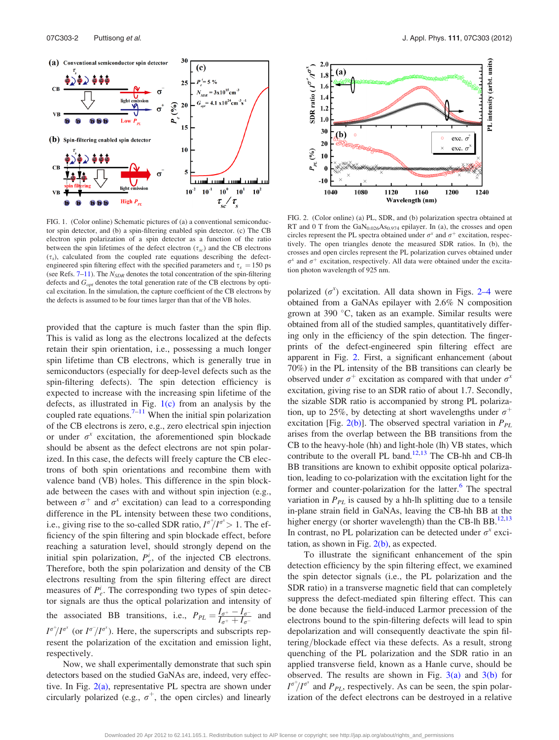FIG. 1. (Color online) Schematic pictures of (a) a conventional semiconductor spin detector, and (b) a spin-filtering enabled spin detector. (c) The CB electron spin polarization of a spin detector as a function of the ratio between the spin lifetimes of the defect electron ($\tau_{sc}$) and the CB electrons ($\tau_s$), calculated from the coupled rate equations describing the defect-engineered spin filtering effect with the specified parameters and $\tau_s = 150$ ps (see Refs. 7–11). The $N_{SDR}$ denotes the total concentration of the spin-filtering defects and $G_{opt}$ denotes the total generation rate of the CB electrons by optical excitation. In the simulation, the capture coefficient of the CB electrons by the defects is assumed to be four times larger than that of the VB holes.

provided that the capture is much faster than the spin flip. This is valid as long as the electrons localized at the defects retain their spin orientation, i.e., possessing a much longer spin lifetime than CB electrons, which is generally true in semiconductors (especially for deep-level defects such as the spin-filtering defects). The spin detection efficiency is expected to increase with the increasing spin lifetime of the defects, as illustrated in Fig. 1(c) from an analysis by the coupled rate equations.[7–11] When the initial spin polarization of the CB electrons is zero, e.g., zero electrical spin injection or under $\sigma^x$ excitation, the aforementioned spin blockade should be absent as the defect electrons are not spin polarized. In this case, the defects will freely capture the CB electrons of both spin orientations and recombine them with valence band (VB) holes. This difference in the spin blockade between the cases with and without spin injection (e.g., between $\sigma^+$ and $\sigma^x$ excitation) can lead to a corresponding difference in the PL intensity between these two conditions, i.e., giving rise to the so-called SDR ratio, $I^{\sigma^+}/I^{\sigma^x} > 1$. The efficiency of the spin filtering and spin blockade effect, before reaching a saturation level, should strongly depend on the initial spin polarization, $P_e^i$, of the injected CB electrons. Therefore, both the spin polarization and density of the CB electrons resulting from the spin filtering effect are direct measures of $P_e^i$. The corresponding two types of spin detector signals are thus the optical polarization and intensity of the associated BB transitions, i.e., $P_{PL} = \frac{I_{\sigma^+} - I_{\sigma^-}}{I_{\sigma^+} + I_{\sigma^-}}$ and $I^{\sigma^+}/I^{\sigma^x}$ (or $I^{\sigma^-}/I^{\sigma^x}$). Here, the superscripts and subscripts represent the polarization of the excitation and emission light, respectively.

Now, we shall experimentally demonstrate that such spin detectors based on the studied GaNAs are, indeed, very effective. In Fig. 2(a), representative PL spectra are shown under circularly polarized (e.g., $\sigma^+$, the open circles) and linearly polarized ($\sigma^x$) excitation. All data shown in Figs. 2–4 were obtained from a GaNAs epilayer with 2.6% N composition grown at 390 °C, taken as an example. Similar results were obtained from all of the studied samples, quantitatively differing only in the efficiency of the spin detection. The fingerprints of the defect-engineered spin filtering effect are apparent in Fig. 2. First, a significant enhancement (about 70%) in the PL intensity of the BB transitions can clearly be observed under $\sigma^+$ excitation as compared with that under $\sigma^x$ excitation, giving rise to an SDR ratio of about 1.7. Secondly, the sizable SDR ratio is accompanied by strong PL polarization, up to 25%, by detecting at short wavelengths under $\sigma^+$ excitation [Fig. 2(b)]. The observed spectral variation in $P_{PL}$ arises from the overlap between the BB transitions from the CB to the heavy-hole (hh) and light-hole (lh) VB states, which contribute to the overall PL band.[12,13] The CB-hh and CB-lh BB transitions are known to exhibit opposite optical polarization, leading to co-polarization with the excitation light for the former and counter-polarization for the latter.[6] The spectral variation in $P_{PL}$ is caused by a hh-lh splitting due to a tensile in-plane strain field in GaNAs, leaving the CB-hh BB at the higher energy (or shorter wavelength) than the CB-lh BB.[12,13] In contrast, no PL polarization can be detected under $\sigma^x$ excitation, as shown in Fig. 2(b), as expected.

FIG. 2. (Color online) (a) PL, SDR, and (b) polarization spectra obtained at RT and 0 T from the $GaN_{0.026}As_{0.974}$ epilayer. In (a), the crosses and open circles represent the PL spectra obtained under $\sigma^x$ and $\sigma^+$ excitation, respectively. The open triangles denote the measured SDR ratios. In (b), the crosses and open circles represent the PL polarization curves obtained under $\sigma^x$ and $\sigma^+$ excitation, respectively. All data were obtained under the excitation photon wavelength of 925 nm.

To illustrate the significant enhancement of the spin detection efficiency by the spin filtering effect, we examined the spin detector signals (i.e., the PL polarization and the SDR ratio) in a transverse magnetic field that can completely suppress the defect-mediated spin filtering effect. This can be done because the field-induced Larmor precession of the electrons bound to the spin-filtering defects will lead to spin depolarization and will consequently deactivate the spin filtering/blockade effect via these defects. As a result, strong quenching of the PL polarization and the SDR ratio in an applied transverse field, known as a Hanle curve, should be observed. The results are shown in Fig. 3(a) and 3(b) for $I^{\sigma^+}/I^{\sigma^x}$ and $P_{PL}$, respectively. As can be seen, the spin polarization of the defect electrons can be destroyed in a relative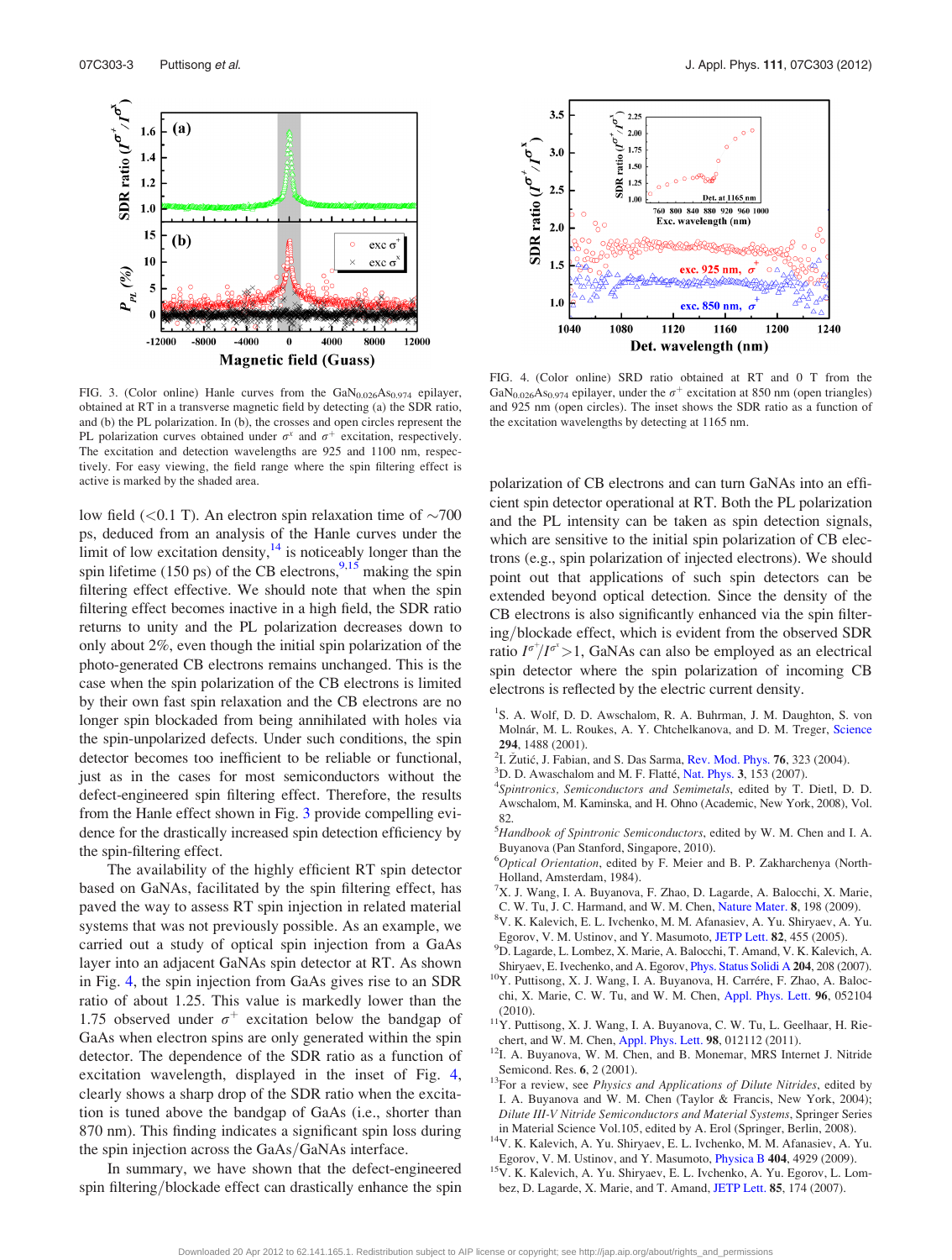(a)

SDR ratio ($I^{\sigma^+}/I^{\sigma^x}$)

1.6

1.4

1.2

1.0

(b)

$P_{PL}$ (%)

15

10

5

0

exc $\sigma^+$

exc $\sigma^x$

-12000 -8000 -4000 0 4000 8000 12000

Magnetic field (Guass)

FIG. 3. (Color online) Hanle curves from the $GaN_{0.026}As_{0.974}$ epilayer, obtained at RT in a transverse magnetic field by detecting (a) the SDR ratio, and (b) the PL polarization. In (b), the crosses and open circles represent the PL polarization curves obtained under $\sigma^x$ and $\sigma^+$ excitation, respectively. The excitation and detection wavelengths are 925 and 1100 nm, respectively. For easy viewing, the field range where the spin filtering effect is active is marked by the shaded area.

SDR ratio ($I^{\sigma^+}/I^{\sigma^x}$)

3.5

3.0

2.5

2.0

1.5

1.0

exc. 925 nm, $\sigma^+$

exc. 850 nm, $\sigma^+$

1040 1080 1120 1160 1200 1240

Det. wavelength (nm)

SDR ratio ($I^{\sigma^+}/I^{\sigma^x}$)

2.25

2.00

1.75

1.50

1.25

1.00

Det. at 1165 nm

760 800 840 880 920 960 1000

Exc. wavelength (nm)

FIG. 4. (Color online) SRD ratio obtained at RT and 0 T from the $GaN_{0.026}As_{0.974}$ epilayer, under the $\sigma^+$ excitation at 850 nm (open triangles) and 925 nm (open circles). The inset shows the SDR ratio as a function of the excitation wavelengths by detecting at 1165 nm.

low field (<0.1 T). An electron spin relaxation time of ~700 ps, deduced from an analysis of the Hanle curves under the limit of low excitation density,[14] is noticeably longer than the spin lifetime (150 ps) of the CB electrons,[9,15] making the spin filtering effect effective. We should note that when the spin filtering effect becomes inactive in a high field, the SDR ratio returns to unity and the PL polarization decreases down to only about 2%, even though the initial spin polarization of the photo-generated CB electrons remains unchanged. This is the case when the spin polarization of the CB electrons is limited by their own fast spin relaxation and the CB electrons are no longer spin blockaded from being annihilated with holes via the spin-unpolarized defects. Under such conditions, the spin detector becomes too inefficient to be reliable or functional, just as in the cases for most semiconductors without the defect-engineered spin filtering effect. Therefore, the results from the Hanle effect shown in Fig. 3 provide compelling evidence for the drastically increased spin detection efficiency by the spin-filtering effect.

The availability of the highly efficient RT spin detector based on GaNAs, facilitated by the spin filtering effect, has paved the way to assess RT spin injection in related material systems that was not previously possible. As an example, we carried out a study of optical spin injection from a GaAs layer into an adjacent GaNAs spin detector at RT. As shown in Fig. 4, the spin injection from GaAs gives rise to an SDR ratio of about 1.25. This value is markedly lower than the 1.75 observed under $\sigma^+$ excitation below the bandgap of GaAs when electron spins are only generated within the spin detector. The dependence of the SDR ratio as a function of excitation wavelength, displayed in the inset of Fig. 4, clearly shows a sharp drop of the SDR ratio when the excitation is tuned above the bandgap of GaAs (i.e., shorter than 870 nm). This finding indicates a significant spin loss during the spin injection across the GaAs/GaNAs interface.

In summary, we have shown that the defect-engineered spin filtering/blockade effect can drastically enhance the spin polarization of CB electrons and can turn GaNAs into an efficient spin detector operational at RT. Both the PL polarization and the PL intensity can be taken as spin detection signals, which are sensitive to the initial spin polarization of CB electrons (e.g., spin polarization of injected electrons). We should point out that applications of such spin detectors can be extended beyond optical detection. Since the density of the CB electrons is also significantly enhanced via the spin filtering/blockade effect, which is evident from the observed SDR ratio $I^{\sigma^+}/I^{\sigma^x}>1$, GaNAs can also be employed as an electrical spin detector where the spin polarization of incoming CB electrons is reflected by the electric current density.

[1] S. A. Wolf, D. D. Awschalom, R. A. Buhrman, J. M. Daughton, S. von Molnár, M. L. Roukes, A. Y. Chtchelkanova, and D. M. Treger, Science **294**, 1488 (2001).

[2] I. Žutić, J. Fabian, and S. Das Sarma, Rev. Mod. Phys. **76**, 323 (2004).

[3] D. D. Awaschalom and M. F. Flatté, Nat. Phys. **3**, 153 (2007).

[4] *Spintronics, Semiconductors and Semimetals*, edited by T. Dietl, D. D. Awschalom, M. Kaminska, and H. Ohno (Academic, New York, 2008), Vol. 82.

[5] *Handbook of Spintronic Semiconductors*, edited by W. M. Chen and I. A. Buyanova (Pan Stanford, Singapore, 2010).

[6] *Optical Orientation*, edited by F. Meier and B. P. Zakharchenya (North-Holland, Amsterdam, 1984).

[7] X. J. Wang, I. A. Buyanova, F. Zhao, D. Lagarde, A. Balocchi, X. Marie, C. W. Tu, J. C. Harmand, and W. M. Chen, Nature Mater. **8**, 198 (2009).

[8] V. K. Kalevich, E. L. Ivchenko, M. M. Afanasiev, A. Yu. Shiryaev, A. Yu. Egorov, V. M. Ustinov, and Y. Masumoto, JETP Lett. **82**, 455 (2005).

[9] D. Lagarde, L. Lombez, X. Marie, A. Balocchi, T. Amand, V. K. Kalevich, A. Shiryaev, E. Ivechenko, and A. Egorov, Phys. Status Solidi A **204**, 208 (2007).

[10] Y. Puttisong, X. J. Wang, I. A. Buyanova, H. Carrére, F. Zhao, A. Balocchi, X. Marie, C. W. Tu, and W. M. Chen, Appl. Phys. Lett. **96**, 052104 (2010).

[11] Y. Puttisong, X. J. Wang, I. A. Buyanova, C. W. Tu, L. Geelhaar, H. Riechert, and W. M. Chen, Appl. Phys. Lett. **98**, 012112 (2011).

[12] I. A. Buyanova, W. M. Chen, and B. Monemar, MRS Internet J. Nitride Semicond. Res. **6**, 2 (2001).

[13] For a review, see *Physics and Applications of Dilute Nitrides*, edited by I. A. Buyanova and W. M. Chen (Taylor & Francis, New York, 2004); *Dilute III-V Nitride Semiconductors and Material Systems*, Springer Series in Material Science Vol.105, edited by A. Erol (Springer, Berlin, 2008).

[14] V. K. Kalevich, A. Yu. Shiryaev, E. L. Ivchenko, M. M. Afanasiev, A. Yu. Egorov, V. M. Ustinov, and Y. Masumoto, Physica B **404**, 4929 (2009).

[15] V. K. Kalevich, A. Yu. Shiryaev, E. L. Ivchenko, A. Yu. Egorov, L. Lombez, D. Lagarde, X. Marie, and T. Amand, JETP Lett. **85**, 174 (2007).